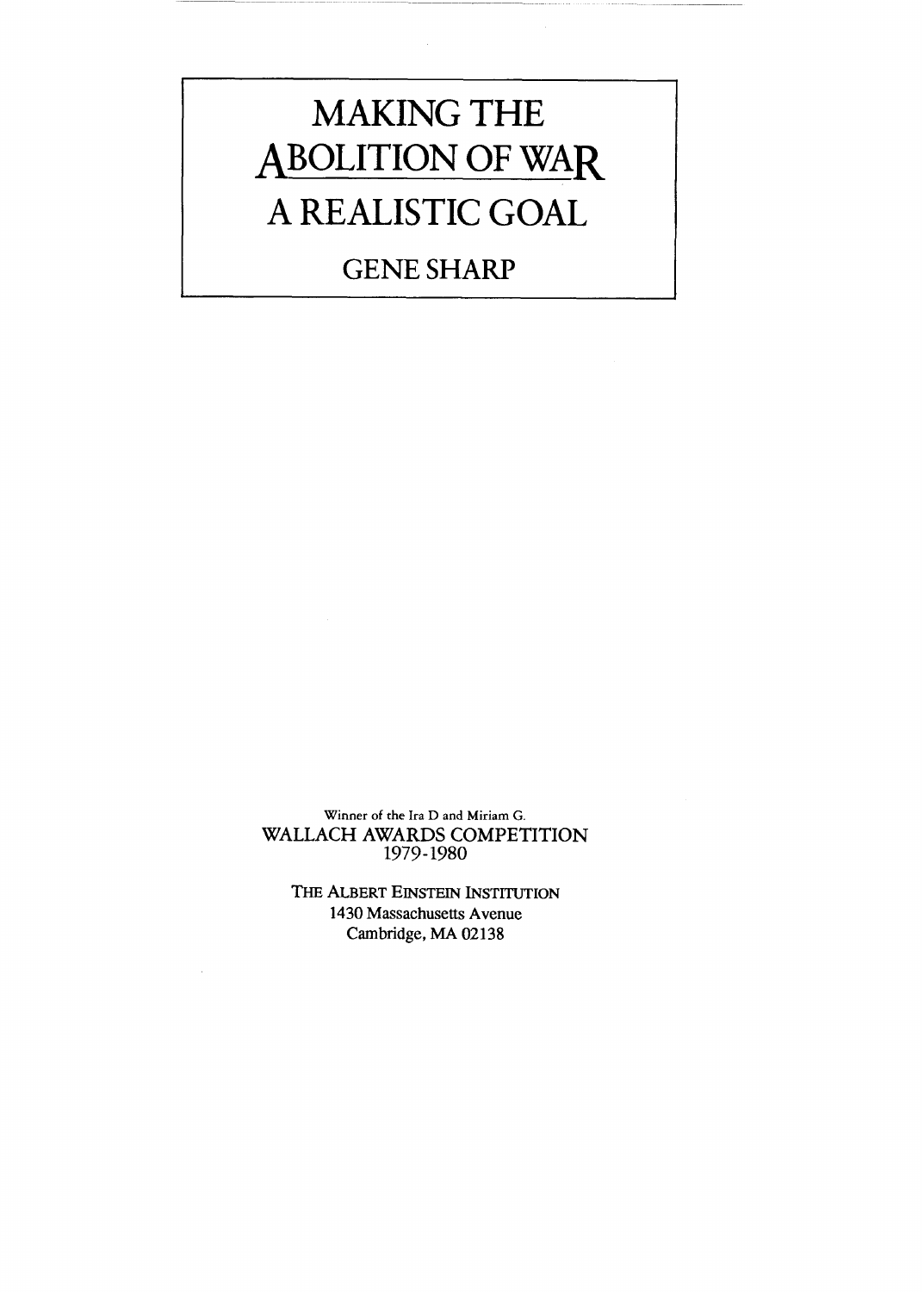# MAKING THE ABOLITION OF WAR A REALISTIC GOAL

## GENE SHARP

Winner of the Ira D and Miriam G.
WALLACH AWARDS COMPETITION
1979-1980

THE ALBERT EINSTEIN INSTITUTION
1430 Massachusetts Avenue
Cambridge, MA 02138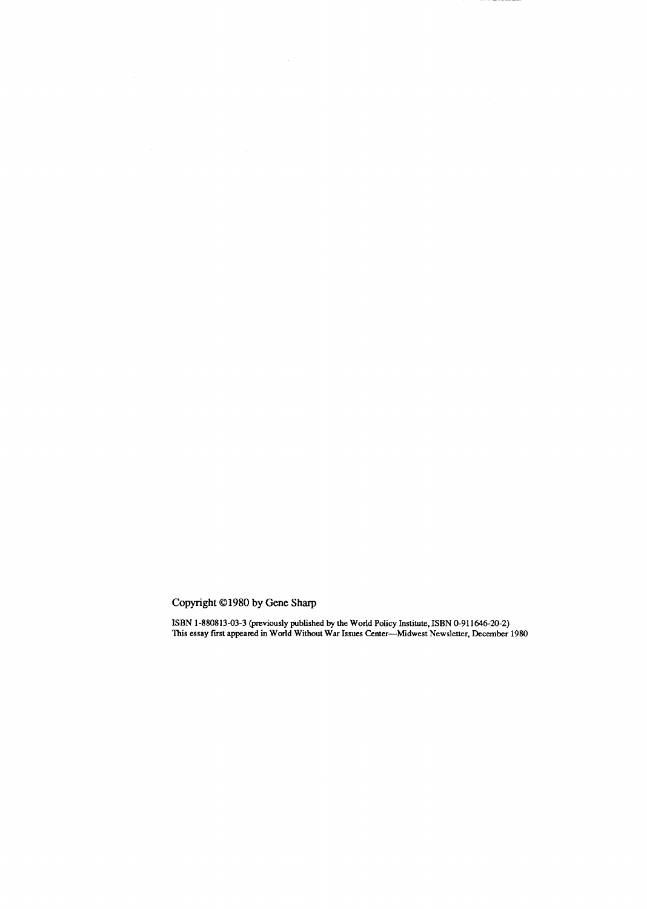Copyright ©1980 by Gene Sharp

ISBN 1-880813-03-3 (previously published by the World Policy Institute, ISBN 0-911646-20-2)
This essay first appeared in World Without War Issues Center—Midwest Newsletter, December 1980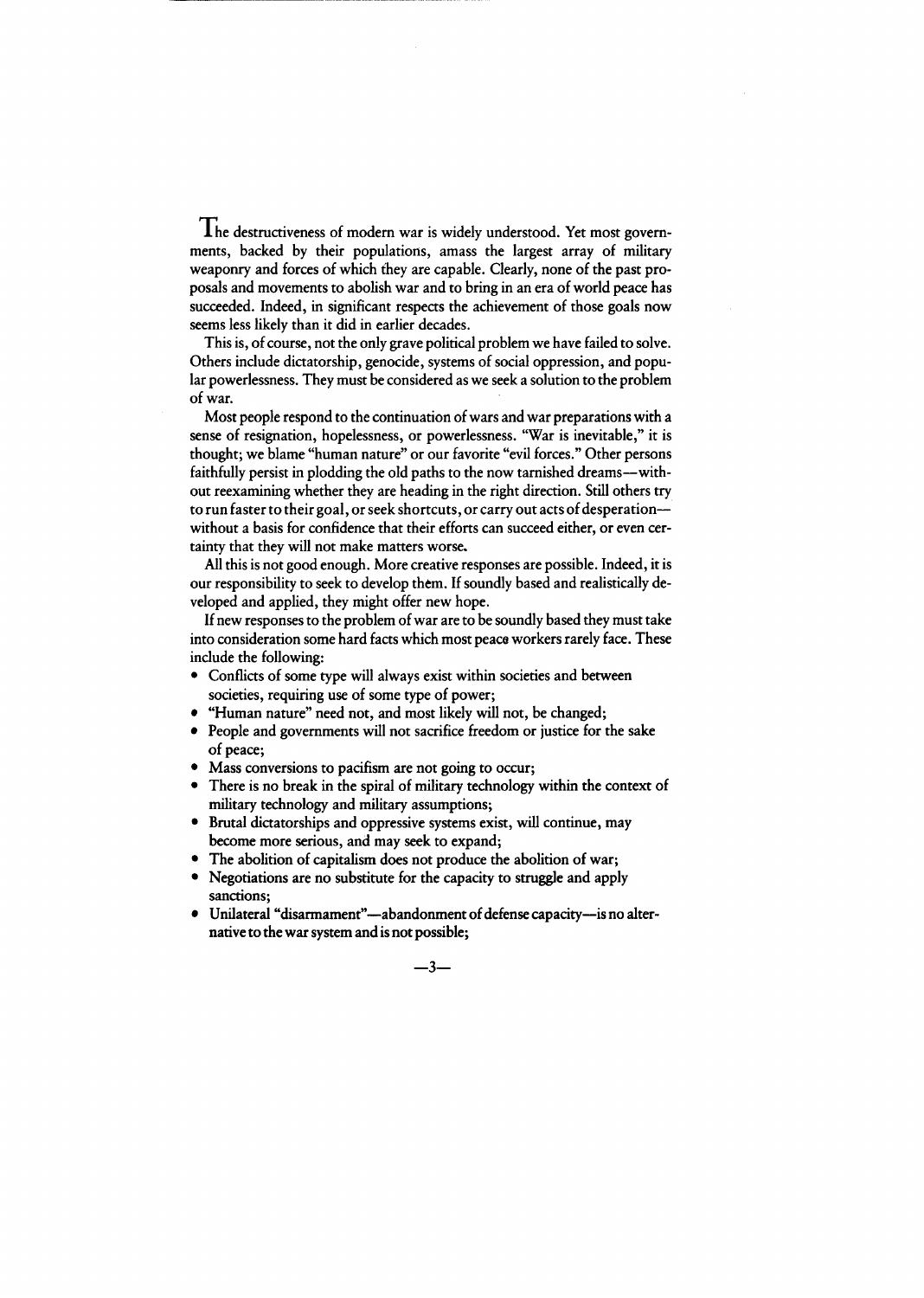The destructiveness of modern war is widely understood. Yet most governments, backed by their populations, amass the largest array of military weaponry and forces of which they are capable. Clearly, none of the past proposals and movements to abolish war and to bring in an era of world peace has succeeded. Indeed, in significant respects the achievement of those goals now seems less likely than it did in earlier decades.

This is, of course, not the only grave political problem we have failed to solve. Others include dictatorship, genocide, systems of social oppression, and popular powerlessness. They must be considered as we seek a solution to the problem of war.

Most people respond to the continuation of wars and war preparations with a sense of resignation, hopelessness, or powerlessness. "War is inevitable," it is thought; we blame "human nature" or our favorite "evil forces." Other persons faithfully persist in plodding the old paths to the now tarnished dreams—without reexamining whether they are heading in the right direction. Still others try to run faster to their goal, or seek shortcuts, or carry out acts of desperation—without a basis for confidence that their efforts can succeed either, or even certainty that they will not make matters worse.

All this is not good enough. More creative responses are possible. Indeed, it is our responsibility to seek to develop them. If soundly based and realistically developed and applied, they might offer new hope.

If new responses to the problem of war are to be soundly based they must take into consideration some hard facts which most peace workers rarely face. These include the following:

- Conflicts of some type will always exist within societies and between societies, requiring use of some type of power;
- "Human nature" need not, and most likely will not, be changed;
- People and governments will not sacrifice freedom or justice for the sake of peace;
- Mass conversions to pacifism are not going to occur;
- There is no break in the spiral of military technology within the context of military technology and military assumptions;
- Brutal dictatorships and oppressive systems exist, will continue, may become more serious, and may seek to expand;
- The abolition of capitalism does not produce the abolition of war;
- Negotiations are no substitute for the capacity to struggle and apply sanctions;
- Unilateral "disarmament"—abandonment of defense capacity—is no alternative to the war system and is not possible;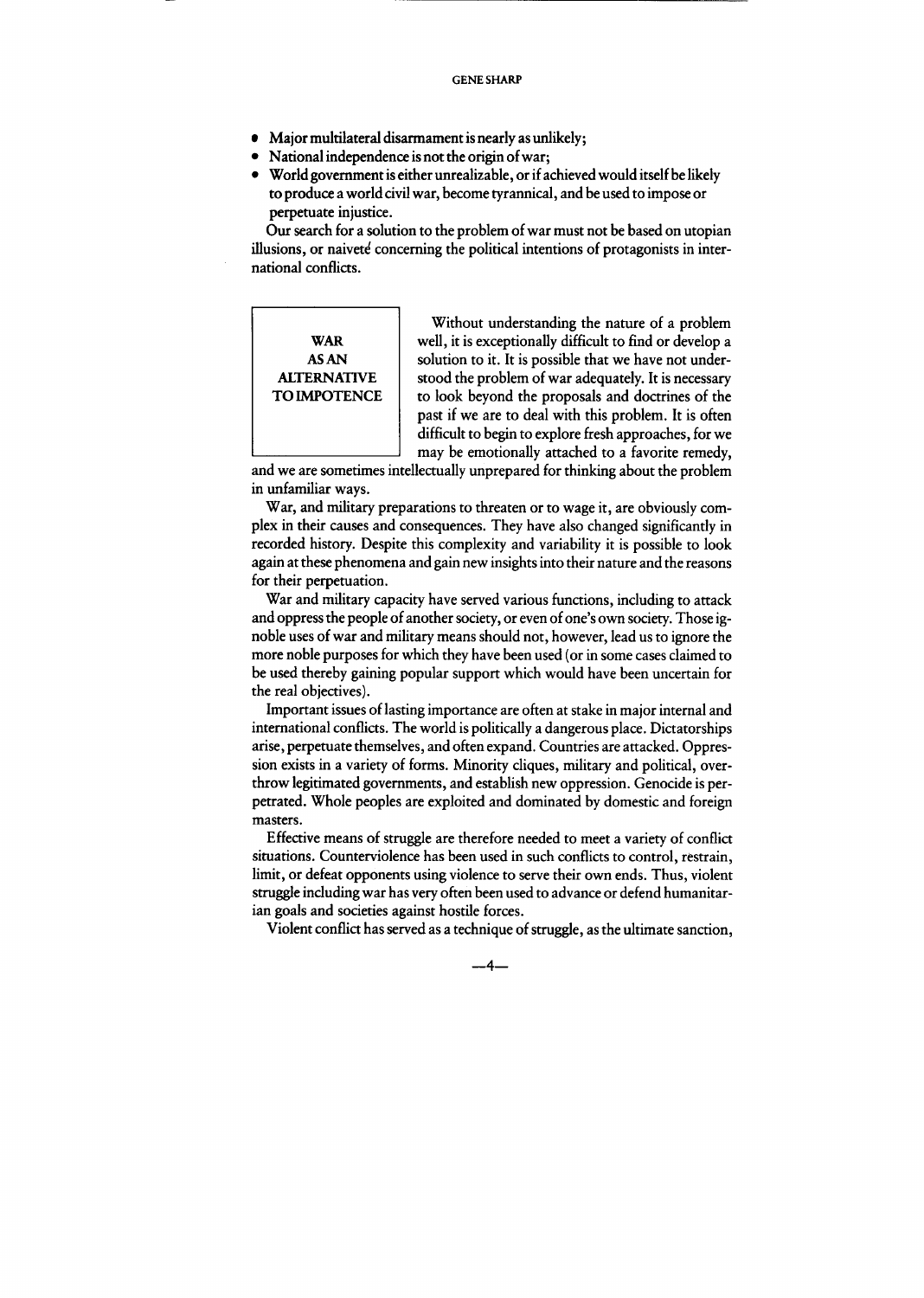- Major multilateral disarmament is nearly as unlikely;
- National independence is not the origin of war;
- World government is either unrealizable, or if achieved would itself be likely to produce a world civil war, become tyrannical, and be used to impose or perpetuate injustice.

Our search for a solution to the problem of war must not be based on utopian illusions, or naiveté concerning the political intentions of protagonists in international conflicts.

## WAR AS AN ALTERNATIVE TO IMPOTENCE

Without understanding the nature of a problem well, it is exceptionally difficult to find or develop a solution to it. It is possible that we have not understood the problem of war adequately. It is necessary to look beyond the proposals and doctrines of the past if we are to deal with this problem. It is often difficult to begin to explore fresh approaches, for we may be emotionally attached to a favorite remedy, and we are sometimes intellectually unprepared for thinking about the problem in unfamiliar ways.

War, and military preparations to threaten or to wage it, are obviously complex in their causes and consequences. They have also changed significantly in recorded history. Despite this complexity and variability it is possible to look again at these phenomena and gain new insights into their nature and the reasons for their perpetuation.

War and military capacity have served various functions, including to attack and oppress the people of another society, or even of one's own society. Those ignoble uses of war and military means should not, however, lead us to ignore the more noble purposes for which they have been used (or in some cases claimed to be used thereby gaining popular support which would have been uncertain for the real objectives).

Important issues of lasting importance are often at stake in major internal and international conflicts. The world is politically a dangerous place. Dictatorships arise, perpetuate themselves, and often expand. Countries are attacked. Oppression exists in a variety of forms. Minority cliques, military and political, overthrow legitimated governments, and establish new oppression. Genocide is perpetrated. Whole peoples are exploited and dominated by domestic and foreign masters.

Effective means of struggle are therefore needed to meet a variety of conflict situations. Counterviolence has been used in such conflicts to control, restrain, limit, or defeat opponents using violence to serve their own ends. Thus, violent struggle including war has very often been used to advance or defend humanitarian goals and societies against hostile forces.

Violent conflict has served as a technique of struggle, as the ultimate sanction,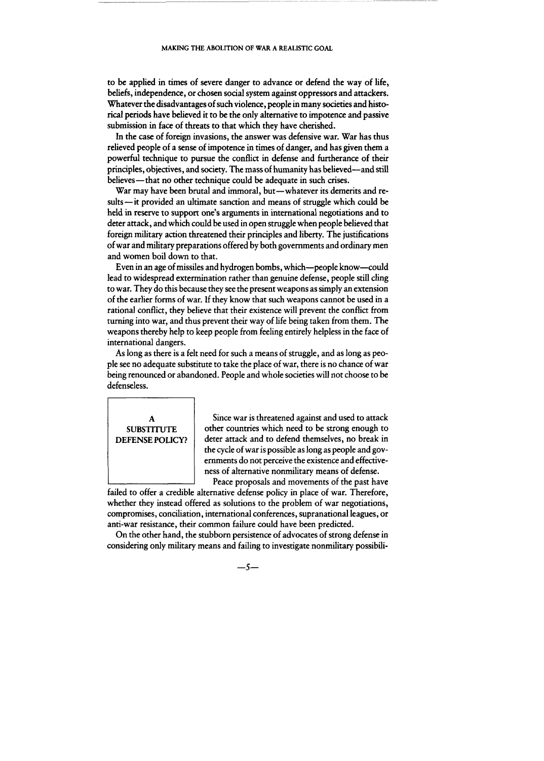to be applied in times of severe danger to advance or defend the way of life, beliefs, independence, or chosen social system against oppressors and attackers. Whatever the disadvantages of such violence, people in many societies and historical periods have believed it to be the only alternative to impotence and passive submission in face of threats to that which they have cherished.

In the case of foreign invasions, the answer was defensive war. War has thus relieved people of a sense of impotence in times of danger, and has given them a powerful technique to pursue the conflict in defense and furtherance of their principles, objectives, and society. The mass of humanity has believed—and still believes—that no other technique could be adequate in such crises.

War may have been brutal and immoral, but—whatever its demerits and results—it provided an ultimate sanction and means of struggle which could be held in reserve to support one's arguments in international negotiations and to deter attack, and which could be used in open struggle when people believed that foreign military action threatened their principles and liberty. The justifications of war and military preparations offered by both governments and ordinary men and women boil down to that.

Even in an age of missiles and hydrogen bombs, which—people know—could lead to widespread extermination rather than genuine defense, people still cling to war. They do this because they see the present weapons as simply an extension of the earlier forms of war. If they know that such weapons cannot be used in a rational conflict, they believe that their existence will prevent the conflict from turning into war, and thus prevent their way of life being taken from them. The weapons thereby help to keep people from feeling entirely helpless in the face of international dangers.

As long as there is a felt need for such a means of struggle, and as long as people see no adequate substitute to take the place of war, there is no chance of war being renounced or abandoned. People and whole societies will not choose to be defenseless.

## A SUBSTITUTE DEFENSE POLICY?

Since war is threatened against and used to attack other countries which need to be strong enough to deter attack and to defend themselves, no break in the cycle of war is possible as long as people and governments do not perceive the existence and effectiveness of alternative nonmilitary means of defense.

Peace proposals and movements of the past have failed to offer a credible alternative defense policy in place of war. Therefore, whether they instead offered as solutions to the problem of war negotiations, compromises, conciliation, international conferences, supranational leagues, or anti-war resistance, their common failure could have been predicted.

On the other hand, the stubborn persistence of advocates of strong defense in considering only military means and failing to investigate nonmilitary possibili-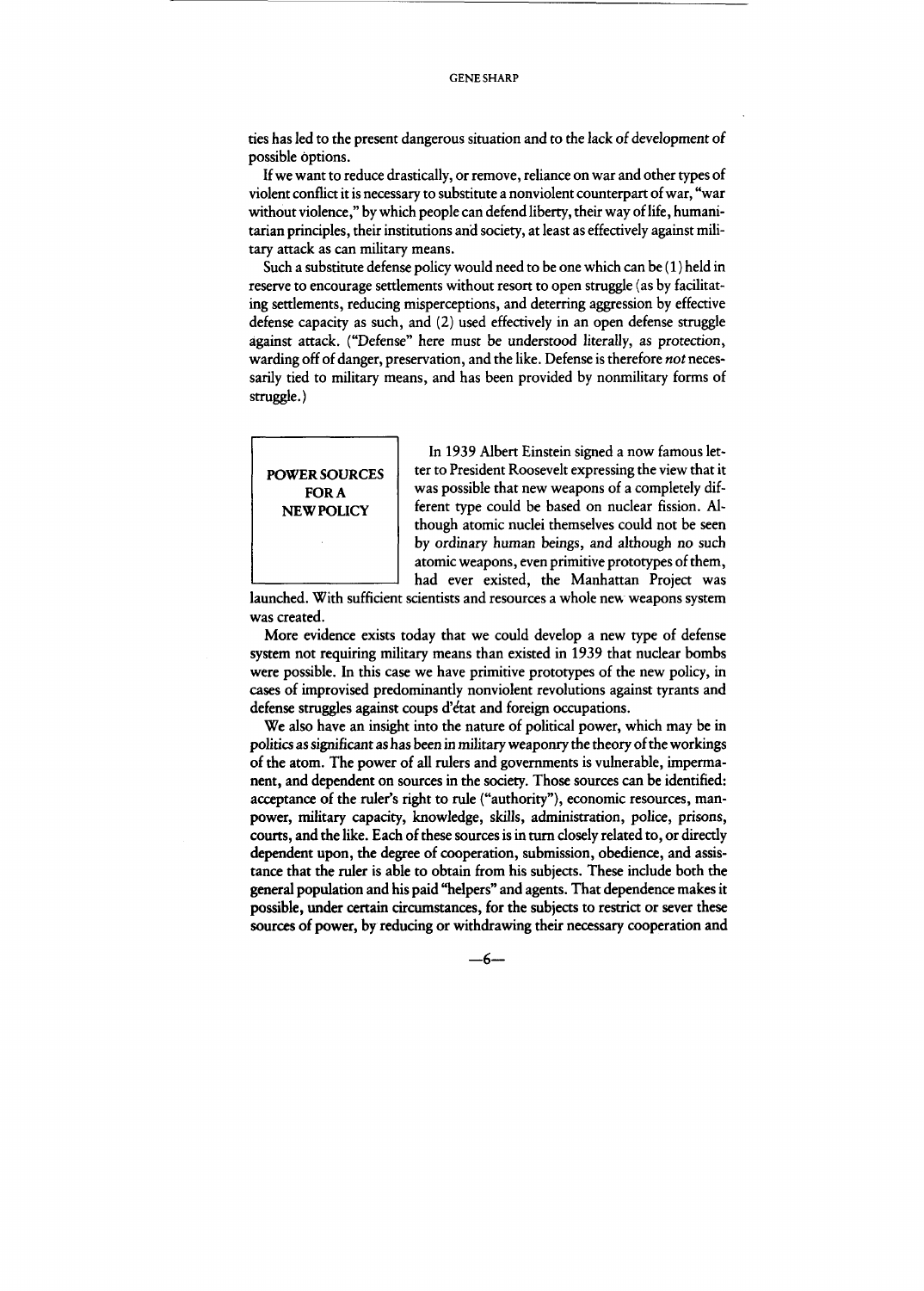ties has led to the present dangerous situation and to the lack of development of possible options.

If we want to reduce drastically, or remove, reliance on war and other types of violent conflict it is necessary to substitute a nonviolent counterpart of war, "war without violence," by which people can defend liberty, their way of life, humanitarian principles, their institutions and society, at least as effectively against military attack as can military means.

Such a substitute defense policy would need to be one which can be (1) held in reserve to encourage settlements without resort to open struggle (as by facilitating settlements, reducing misperceptions, and deterring aggression by effective defense capacity as such, and (2) used effectively in an open defense struggle against attack. ("Defense" here must be understood literally, as protection, warding off of danger, preservation, and the like. Defense is therefore *not* necessarily tied to military means, and has been provided by nonmilitary forms of struggle.)

## POWER SOURCES FOR A NEW POLICY

In 1939 Albert Einstein signed a now famous letter to President Roosevelt expressing the view that it was possible that new weapons of a completely different type could be based on nuclear fission. Although atomic nuclei themselves could not be seen by ordinary human beings, and although no such atomic weapons, even primitive prototypes of them, had ever existed, the Manhattan Project was launched. With sufficient scientists and resources a whole new weapons system was created.

More evidence exists today that we could develop a new type of defense system not requiring military means than existed in 1939 that nuclear bombs were possible. In this case we have primitive prototypes of the new policy, in cases of improvised predominantly nonviolent revolutions against tyrants and defense struggles against coups d'état and foreign occupations.

We also have an insight into the nature of political power, which may be in politics as significant as has been in military weaponry the theory of the workings of the atom. The power of all rulers and governments is vulnerable, impermanent, and dependent on sources in the society. Those sources can be identified: acceptance of the ruler's right to rule ("authority"), economic resources, manpower, military capacity, knowledge, skills, administration, police, prisons, courts, and the like. Each of these sources is in turn closely related to, or directly dependent upon, the degree of cooperation, submission, obedience, and assistance that the ruler is able to obtain from his subjects. These include both the general population and his paid "helpers" and agents. That dependence makes it possible, under certain circumstances, for the subjects to restrict or sever these sources of power, by reducing or withdrawing their necessary cooperation and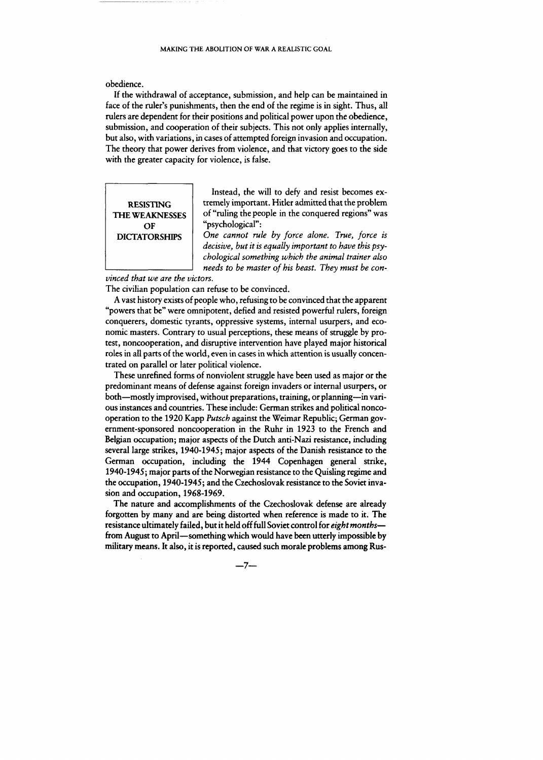obedience.

If the withdrawal of acceptance, submission, and help can be maintained in face of the ruler's punishments, then the end of the regime is in sight. Thus, all rulers are dependent for their positions and political power upon the obedience, submission, and cooperation of their subjects. This not only applies internally, but also, with variations, in cases of attempted foreign invasion and occupation. The theory that power derives from violence, and that victory goes to the side with the greater capacity for violence, is false.

## RESISTING THE WEAKNESSES OF DICTATORSHIPS

Instead, the will to defy and resist becomes extremely important. Hitler admitted that the problem of "ruling the people in the conquered regions" was "psychological":

*One cannot rule by force alone. True, force is decisive, but it is equally important to have this psychological something which the animal trainer also needs to be master of his beast. They must be convinced that we are the victors.*

The civilian population can refuse to be convinced.

A vast history exists of people who, refusing to be convinced that the apparent "powers that be" were omnipotent, defied and resisted powerful rulers, foreign conquerers, domestic tyrants, oppressive systems, internal usurpers, and economic masters. Contrary to usual perceptions, these means of struggle by protest, noncooperation, and disruptive intervention have played major historical roles in all parts of the world, even in cases in which attention is usually concentrated on parallel or later political violence.

These unrefined forms of nonviolent struggle have been used as major or the predominant means of defense against foreign invaders or internal usurpers, or both—mostly improvised, without preparations, training, or planning—in various instances and countries. These include: German strikes and political noncooperation to the 1920 Kapp *Putsch* against the Weimar Republic; German government-sponsored noncooperation in the Ruhr in 1923 to the French and Belgian occupation; major aspects of the Dutch anti-Nazi resistance, including several large strikes, 1940-1945; major aspects of the Danish resistance to the German occupation, including the 1944 Copenhagen general strike, 1940-1945; major parts of the Norwegian resistance to the Quisling regime and the occupation, 1940-1945; and the Czechoslovak resistance to the Soviet invasion and occupation, 1968-1969.

The nature and accomplishments of the Czechoslovak defense are already forgotten by many and are being distorted when reference is made to it. The resistance ultimately failed, but it held off full Soviet control for *eight months*—from August to April—something which would have been utterly impossible by military means. It also, it is reported, caused such morale problems among Rus-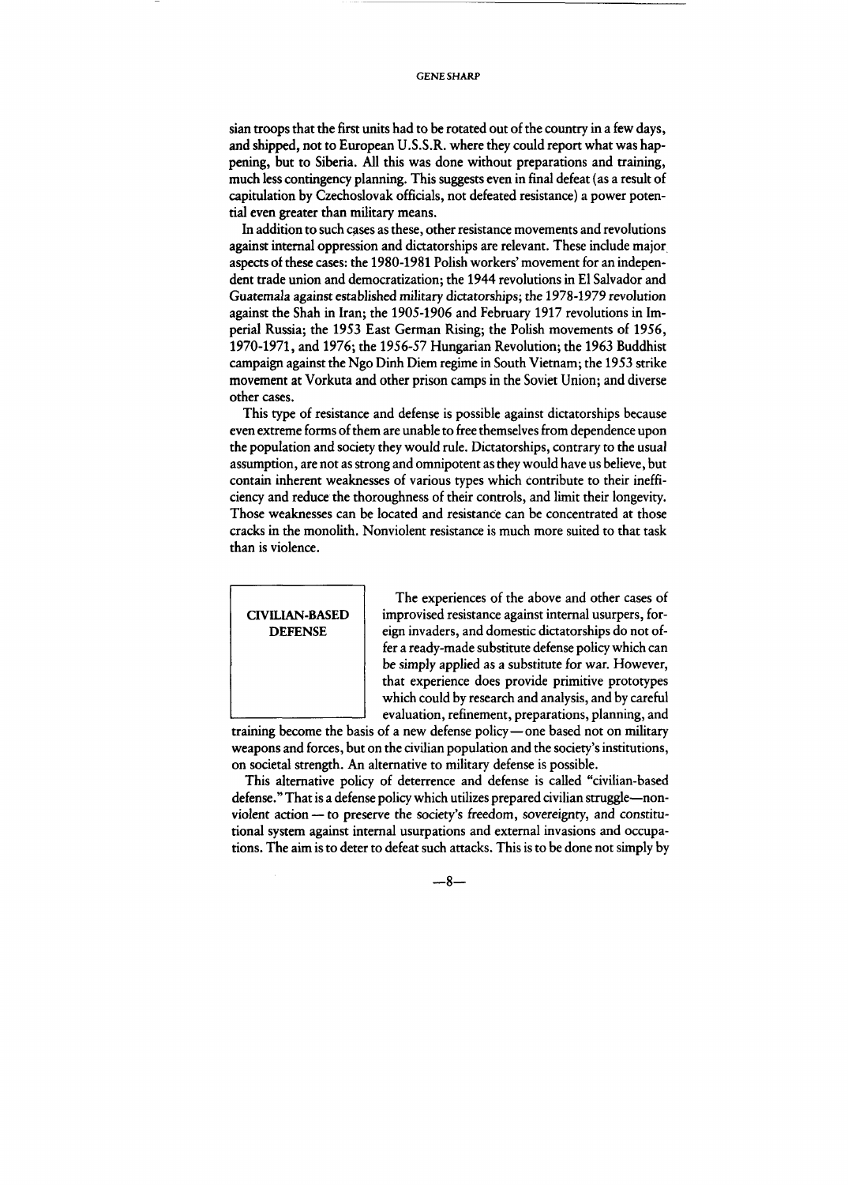sian troops that the first units had to be rotated out of the country in a few days, and shipped, not to European U.S.S.R. where they could report what was happening, but to Siberia. All this was done without preparations and training, much less contingency planning. This suggests even in final defeat (as a result of capitulation by Czechoslovak officials, not defeated resistance) a power potential even greater than military means.

In addition to such cases as these, other resistance movements and revolutions against internal oppression and dictatorships are relevant. These include major aspects of these cases: the 1980-1981 Polish workers' movement for an independent trade union and democratization; the 1944 revolutions in El Salvador and Guatemala against established military dictatorships; the 1978-1979 revolution against the Shah in Iran; the 1905-1906 and February 1917 revolutions in Imperial Russia; the 1953 East German Rising; the Polish movements of 1956, 1970-1971, and 1976; the 1956-57 Hungarian Revolution; the 1963 Buddhist campaign against the Ngo Dinh Diem regime in South Vietnam; the 1953 strike movement at Vorkuta and other prison camps in the Soviet Union; and diverse other cases.

This type of resistance and defense is possible against dictatorships because even extreme forms of them are unable to free themselves from dependence upon the population and society they would rule. Dictatorships, contrary to the usual assumption, are not as strong and omnipotent as they would have us believe, but contain inherent weaknesses of various types which contribute to their inefficiency and reduce the thoroughness of their controls, and limit their longevity. Those weaknesses can be located and resistance can be concentrated at those cracks in the monolith. Nonviolent resistance is much more suited to that task than is violence.

## CIVILIAN-BASED DEFENSE

The experiences of the above and other cases of improvised resistance against internal usurpers, foreign invaders, and domestic dictatorships do not offer a ready-made substitute defense policy which can be simply applied as a substitute for war. However, that experience does provide primitive prototypes which could by research and analysis, and by careful evaluation, refinement, preparations, planning, and training become the basis of a new defense policy—one based not on military weapons and forces, but on the civilian population and the society's institutions, on societal strength. An alternative to military defense is possible.

This alternative policy of deterrence and defense is called "civilian-based defense." That is a defense policy which utilizes prepared civilian struggle—nonviolent action — to preserve the society's freedom, sovereignty, and constitutional system against internal usurpations and external invasions and occupations. The aim is to deter to defeat such attacks. This is to be done not simply by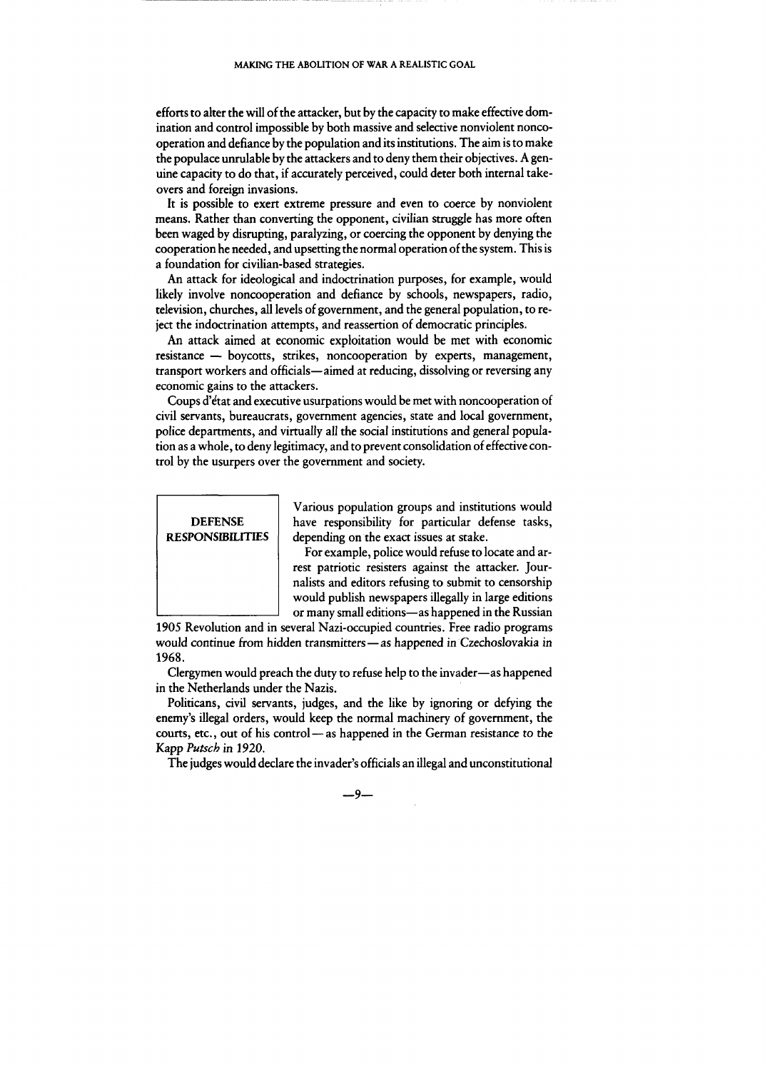efforts to alter the will of the attacker, but by the capacity to make effective domination and control impossible by both massive and selective nonviolent noncooperation and defiance by the population and its institutions. The aim is to make the populace unrulable by the attackers and to deny them their objectives. A genuine capacity to do that, if accurately perceived, could deter both internal takeovers and foreign invasions.

It is possible to exert extreme pressure and even to coerce by nonviolent means. Rather than converting the opponent, civilian struggle has more often been waged by disrupting, paralyzing, or coercing the opponent by denying the cooperation he needed, and upsetting the normal operation of the system. This is a foundation for civilian-based strategies.

An attack for ideological and indoctrination purposes, for example, would likely involve noncooperation and defiance by schools, newspapers, radio, television, churches, all levels of government, and the general population, to reject the indoctrination attempts, and reassertion of democratic principles.

An attack aimed at economic exploitation would be met with economic resistance — boycotts, strikes, noncooperation by experts, management, transport workers and officials—aimed at reducing, dissolving or reversing any economic gains to the attackers.

Coups d'état and executive usurpations would be met with noncooperation of civil servants, bureaucrats, government agencies, state and local government, police departments, and virtually all the social institutions and general population as a whole, to deny legitimacy, and to prevent consolidation of effective control by the usurpers over the government and society.

## DEFENSE RESPONSIBILITIES

Various population groups and institutions would have responsibility for particular defense tasks, depending on the exact issues at stake.

For example, police would refuse to locate and arrest patriotic resisters against the attacker. Journalists and editors refusing to submit to censorship would publish newspapers illegally in large editions or many small editions—as happened in the Russian 1905 Revolution and in several Nazi-occupied countries. Free radio programs would continue from hidden transmitters — as happened in Czechoslovakia in 1968.

Clergymen would preach the duty to refuse help to the invader—as happened in the Netherlands under the Nazis.

Politicans, civil servants, judges, and the like by ignoring or defying the enemy's illegal orders, would keep the normal machinery of government, the courts, etc., out of his control — as happened in the German resistance to the Kapp *Putsch* in 1920.

The judges would declare the invader's officials an illegal and unconstitutional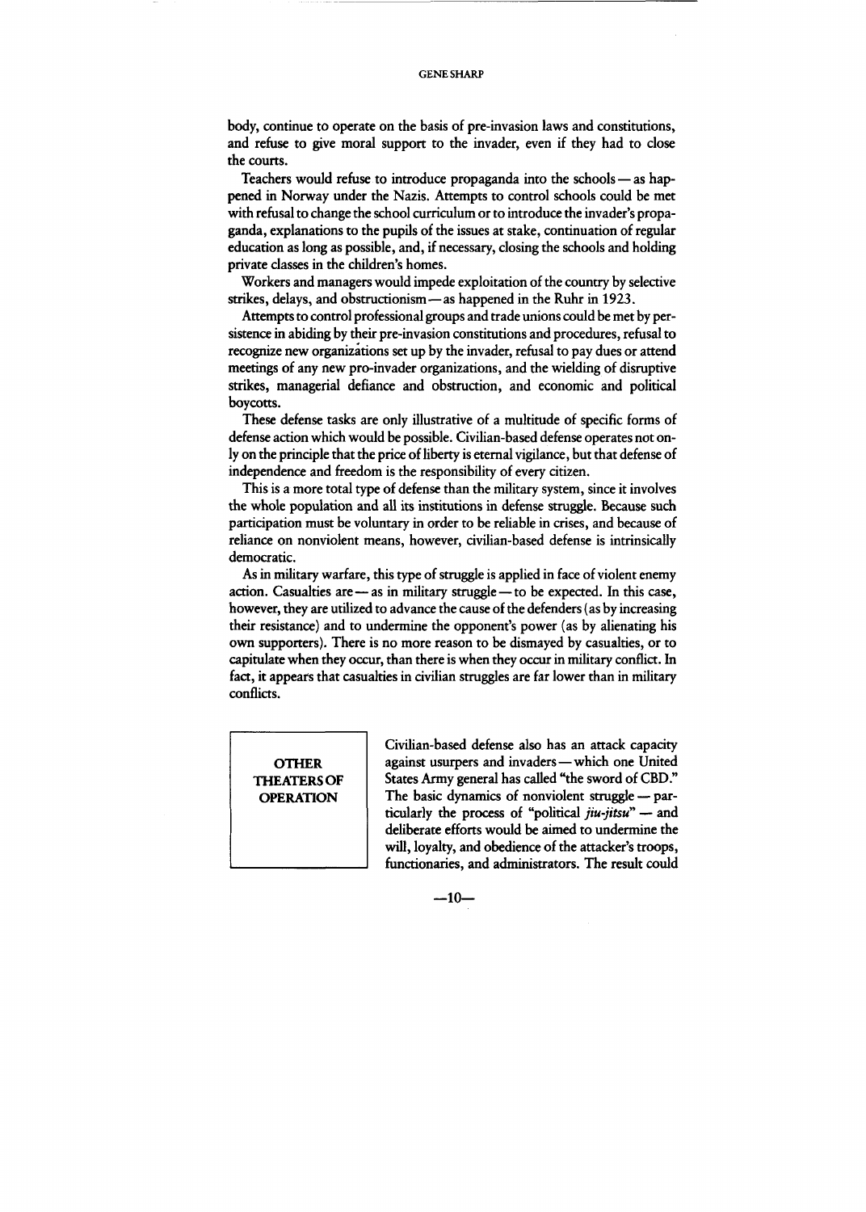body, continue to operate on the basis of pre-invasion laws and constitutions, and refuse to give moral support to the invader, even if they had to close the courts.

Teachers would refuse to introduce propaganda into the schools — as happened in Norway under the Nazis. Attempts to control schools could be met with refusal to change the school curriculum or to introduce the invader's propaganda, explanations to the pupils of the issues at stake, continuation of regular education as long as possible, and, if necessary, closing the schools and holding private classes in the children's homes.

Workers and managers would impede exploitation of the country by selective strikes, delays, and obstructionism — as happened in the Ruhr in 1923.

Attempts to control professional groups and trade unions could be met by persistence in abiding by their pre-invasion constitutions and procedures, refusal to recognize new organizations set up by the invader, refusal to pay dues or attend meetings of any new pro-invader organizations, and the wielding of disruptive strikes, managerial defiance and obstruction, and economic and political boycotts.

These defense tasks are only illustrative of a multitude of specific forms of defense action which would be possible. Civilian-based defense operates not only on the principle that the price of liberty is eternal vigilance, but that defense of independence and freedom is the responsibility of every citizen.

This is a more total type of defense than the military system, since it involves the whole population and all its institutions in defense struggle. Because such participation must be voluntary in order to be reliable in crises, and because of reliance on nonviolent means, however, civilian-based defense is intrinsically democratic.

As in military warfare, this type of struggle is applied in face of violent enemy action. Casualties are — as in military struggle — to be expected. In this case, however, they are utilized to advance the cause of the defenders (as by increasing their resistance) and to undermine the opponent's power (as by alienating his own supporters). There is no more reason to be dismayed by casualties, or to capitulate when they occur, than there is when they occur in military conflict. In fact, it appears that casualties in civilian struggles are far lower than in military conflicts.

## OTHER THEATERS OF OPERATION

Civilian-based defense also has an attack capacity against usurpers and invaders — which one United States Army general has called "the sword of CBD." The basic dynamics of nonviolent struggle — particularly the process of "political *jiu-jitsu*" — and deliberate efforts would be aimed to undermine the will, loyalty, and obedience of the attacker's troops, functionaries, and administrators. The result could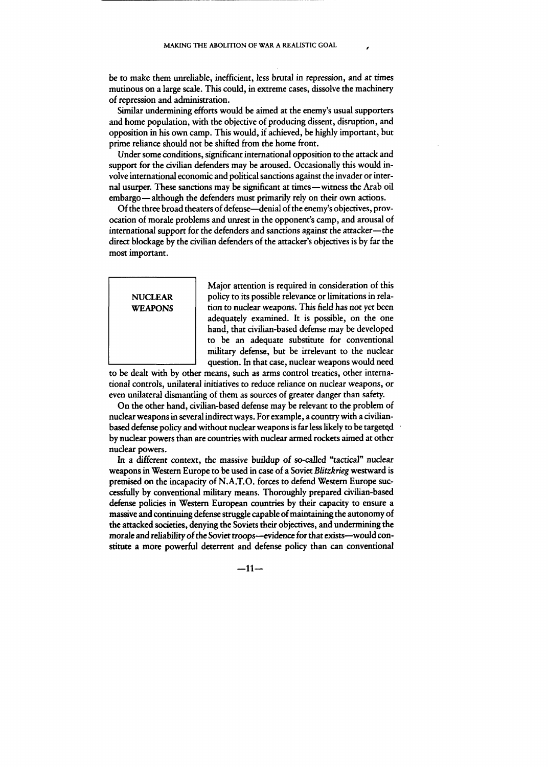be to make them unreliable, inefficient, less brutal in repression, and at times mutinous on a large scale. This could, in extreme cases, dissolve the machinery of repression and administration.

Similar undermining efforts would be aimed at the enemy's usual supporters and home population, with the objective of producing dissent, disruption, and opposition in his own camp. This would, if achieved, be highly important, but prime reliance should not be shifted from the home front.

Under some conditions, significant international opposition to the attack and support for the civilian defenders may be aroused. Occasionally this would involve international economic and political sanctions against the invader or internal usurper. These sanctions may be significant at times—witness the Arab oil embargo—although the defenders must primarily rely on their own actions.

Of the three broad theaters of defense—denial of the enemy's objectives, provocation of morale problems and unrest in the opponent's camp, and arousal of international support for the defenders and sanctions against the attacker—the direct blockage by the civilian defenders of the attacker's objectives is by far the most important.

## NUCLEAR WEAPONS

Major attention is required in consideration of this policy to its possible relevance or limitations in relation to nuclear weapons. This field has not yet been adequately examined. It is possible, on the one hand, that civilian-based defense may be developed to be an adequate substitute for conventional military defense, but be irrelevant to the nuclear question. In that case, nuclear weapons would need to be dealt with by other means, such as arms control treaties, other international controls, unilateral initiatives to reduce reliance on nuclear weapons, or even unilateral dismantling of them as sources of greater danger than safety.

On the other hand, civilian-based defense may be relevant to the problem of nuclear weapons in several indirect ways. For example, a country with a civilian-based defense policy and without nuclear weapons is far less likely to be targeted by nuclear powers than are countries with nuclear armed rockets aimed at other nuclear powers.

In a different context, the massive buildup of so-called "tactical" nuclear weapons in Western Europe to be used in case of a Soviet *Blitzkrieg* westward is premised on the incapacity of N.A.T.O. forces to defend Western Europe successfully by conventional military means. Thoroughly prepared civilian-based defense policies in Western European countries by their capacity to ensure a massive and continuing defense struggle capable of maintaining the autonomy of the attacked societies, denying the Soviets their objectives, and undermining the morale and reliability of the Soviet troops—evidence for that exists—would constitute a more powerful deterrent and defense policy than can conventional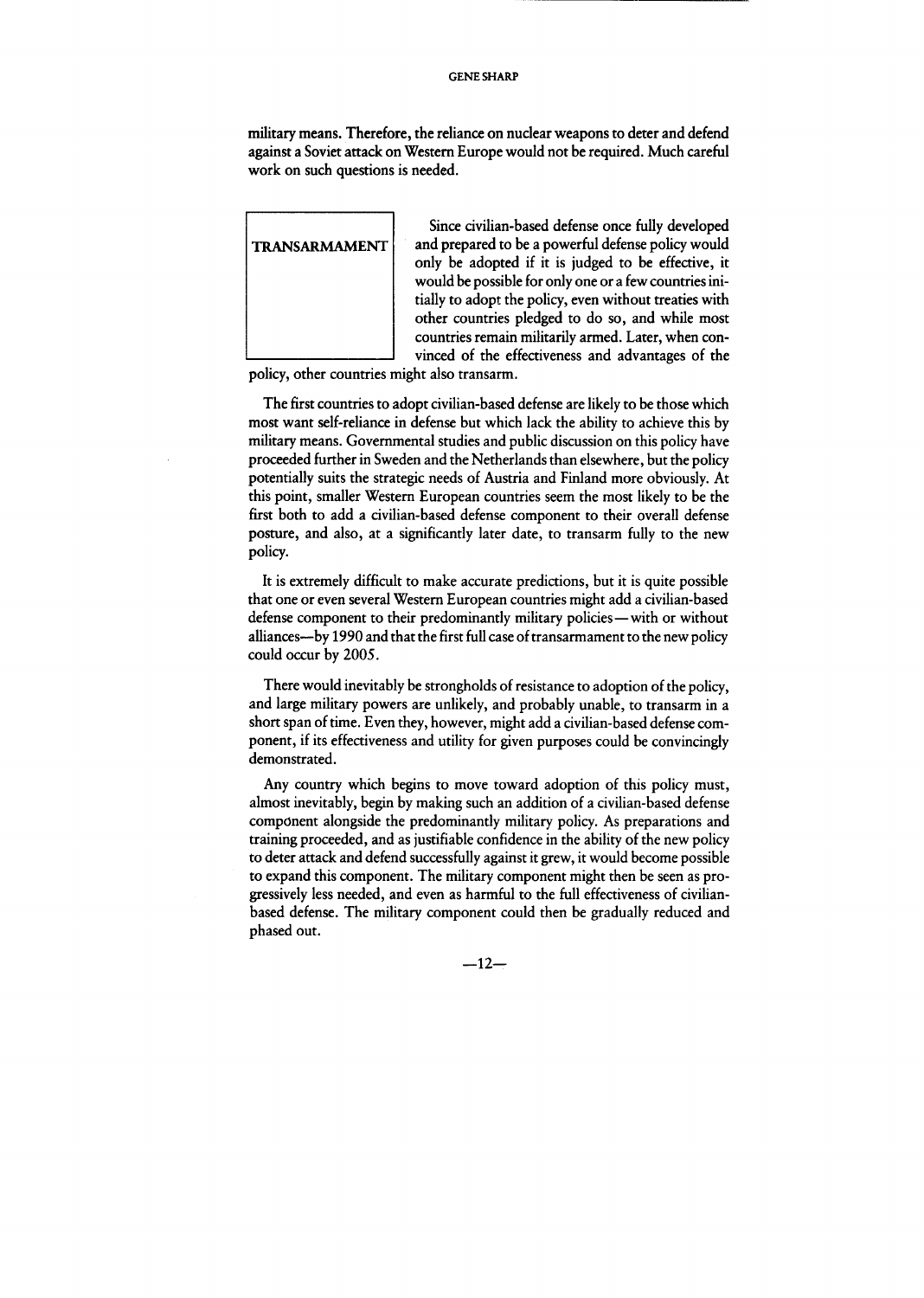military means. Therefore, the reliance on nuclear weapons to deter and defend against a Soviet attack on Western Europe would not be required. Much careful work on such questions is needed.

## TRANSARMAMENT

Since civilian-based defense once fully developed and prepared to be a powerful defense policy would only be adopted if it is judged to be effective, it would be possible for only one or a few countries initially to adopt the policy, even without treaties with other countries pledged to do so, and while most countries remain militarily armed. Later, when convinced of the effectiveness and advantages of the policy, other countries might also transarm.

The first countries to adopt civilian-based defense are likely to be those which most want self-reliance in defense but which lack the ability to achieve this by military means. Governmental studies and public discussion on this policy have proceeded further in Sweden and the Netherlands than elsewhere, but the policy potentially suits the strategic needs of Austria and Finland more obviously. At this point, smaller Western European countries seem the most likely to be the first both to add a civilian-based defense component to their overall defense posture, and also, at a significantly later date, to transarm fully to the new policy.

It is extremely difficult to make accurate predictions, but it is quite possible that one or even several Western European countries might add a civilian-based defense component to their predominantly military policies—with or without alliances—by 1990 and that the first full case of transarmament to the new policy could occur by 2005.

There would inevitably be strongholds of resistance to adoption of the policy, and large military powers are unlikely, and probably unable, to transarm in a short span of time. Even they, however, might add a civilian-based defense component, if its effectiveness and utility for given purposes could be convincingly demonstrated.

Any country which begins to move toward adoption of this policy must, almost inevitably, begin by making such an addition of a civilian-based defense component alongside the predominantly military policy. As preparations and training proceeded, and as justifiable confidence in the ability of the new policy to deter attack and defend successfully against it grew, it would become possible to expand this component. The military component might then be seen as progressively less needed, and even as harmful to the full effectiveness of civilian-based defense. The military component could then be gradually reduced and phased out.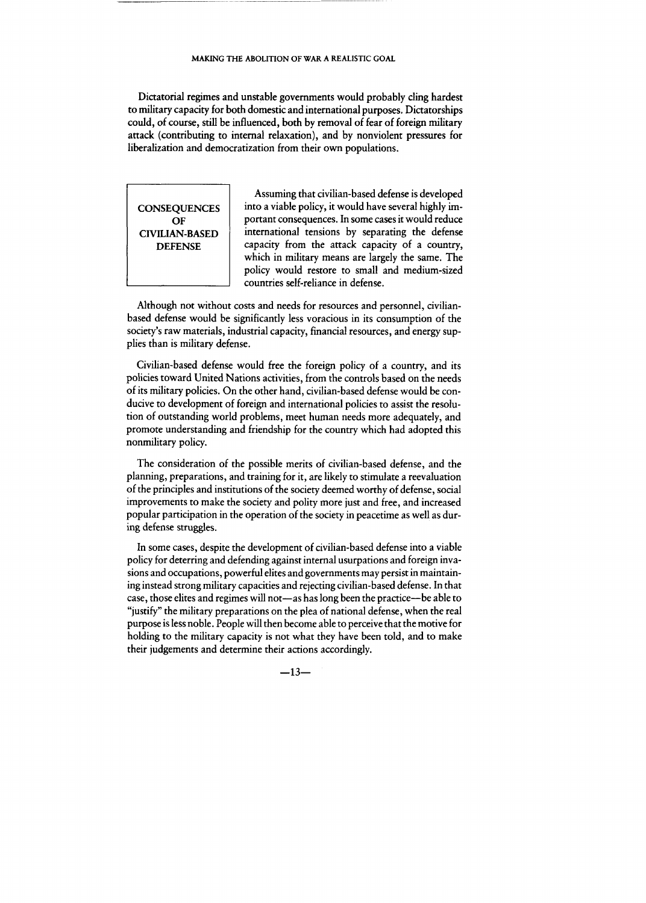Dictatorial regimes and unstable governments would probably cling hardest to military capacity for both domestic and international purposes. Dictatorships could, of course, still be influenced, both by removal of fear of foreign military attack (contributing to internal relaxation), and by nonviolent pressures for liberalization and democratization from their own populations.

## CONSEQUENCES OF CIVILIAN-BASED DEFENSE

Assuming that civilian-based defense is developed into a viable policy, it would have several highly important consequences. In some cases it would reduce international tensions by separating the defense capacity from the attack capacity of a country, which in military means are largely the same. The policy would restore to small and medium-sized countries self-reliance in defense.

Although not without costs and needs for resources and personnel, civilian-based defense would be significantly less voracious in its consumption of the society's raw materials, industrial capacity, financial resources, and energy supplies than is military defense.

Civilian-based defense would free the foreign policy of a country, and its policies toward United Nations activities, from the controls based on the needs of its military policies. On the other hand, civilian-based defense would be conducive to development of foreign and international policies to assist the resolution of outstanding world problems, meet human needs more adequately, and promote understanding and friendship for the country which had adopted this nonmilitary policy.

The consideration of the possible merits of civilian-based defense, and the planning, preparations, and training for it, are likely to stimulate a reevaluation of the principles and institutions of the society deemed worthy of defense, social improvements to make the society and polity more just and free, and increased popular participation in the operation of the society in peacetime as well as during defense struggles.

In some cases, despite the development of civilian-based defense into a viable policy for deterring and defending against internal usurpations and foreign invasions and occupations, powerful elites and governments may persist in maintaining instead strong military capacities and rejecting civilian-based defense. In that case, those elites and regimes will not—as has long been the practice—be able to "justify" the military preparations on the plea of national defense, when the real purpose is less noble. People will then become able to perceive that the motive for holding to the military capacity is not what they have been told, and to make their judgements and determine their actions accordingly.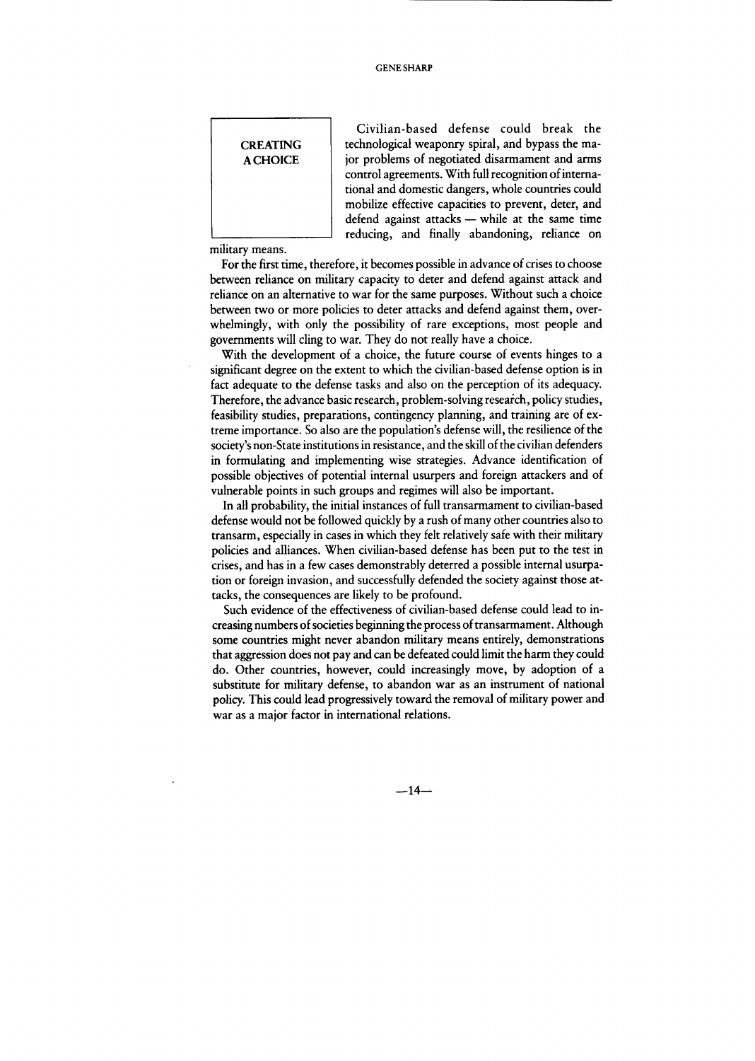## CREATING A CHOICE

Civilian-based defense could break the technological weaponry spiral, and bypass the major problems of negotiated disarmament and arms control agreements. With full recognition of international and domestic dangers, whole countries could mobilize effective capacities to prevent, deter, and defend against attacks — while at the same time reducing, and finally abandoning, reliance on military means.

For the first time, therefore, it becomes possible in advance of crises to choose between reliance on military capacity to deter and defend against attack and reliance on an alternative to war for the same purposes. Without such a choice between two or more policies to deter attacks and defend against them, overwhelmingly, with only the possibility of rare exceptions, most people and governments will cling to war. They do not really have a choice.

With the development of a choice, the future course of events hinges to a significant degree on the extent to which the civilian-based defense option is in fact adequate to the defense tasks and also on the perception of its adequacy. Therefore, the advance basic research, problem-solving research, policy studies, feasibility studies, preparations, contingency planning, and training are of extreme importance. So also are the population's defense will, the resilience of the society's non-State institutions in resistance, and the skill of the civilian defenders in formulating and implementing wise strategies. Advance identification of possible objectives of potential internal usurpers and foreign attackers and of vulnerable points in such groups and regimes will also be important.

In all probability, the initial instances of full transarmament to civilian-based defense would not be followed quickly by a rush of many other countries also to transarm, especially in cases in which they felt relatively safe with their military policies and alliances. When civilian-based defense has been put to the test in crises, and has in a few cases demonstrably deterred a possible internal usurpation or foreign invasion, and successfully defended the society against those attacks, the consequences are likely to be profound.

Such evidence of the effectiveness of civilian-based defense could lead to increasing numbers of societies beginning the process of transarmament. Although some countries might never abandon military means entirely, demonstrations that aggression does not pay and can be defeated could limit the harm they could do. Other countries, however, could increasingly move, by adoption of a substitute for military defense, to abandon war as an instrument of national policy. This could lead progressively toward the removal of military power and war as a major factor in international relations.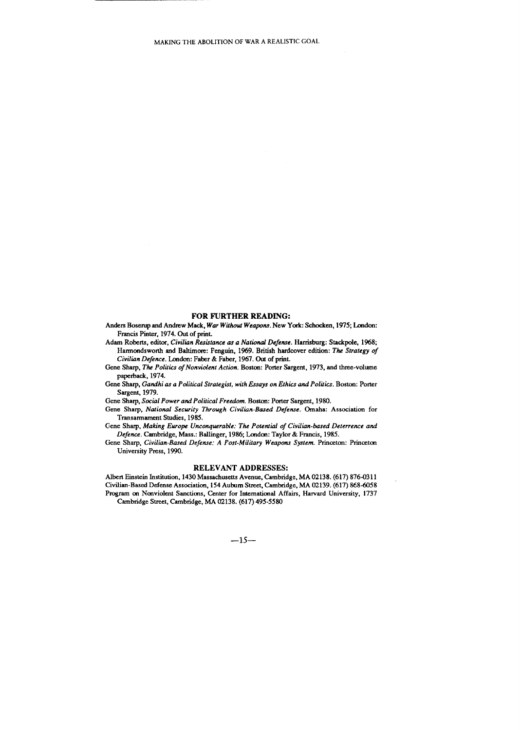## FOR FURTHER READING:

Anders Boserup and Andrew Mack, *War Without Weapons*. New York: Schocken, 1975; London: Francis Pinter, 1974. Out of print.

Adam Roberts, editor, *Civilian Resistance as a National Defense*. Harrisburg: Stackpole, 1968; Harmondsworth and Baltimore: Penguin, 1969. British hardcover edition: *The Strategy of Civilian Defence*. London: Faber & Faber, 1967. Out of print.

Gene Sharp, *The Politics of Nonviolent Action*. Boston: Porter Sargent, 1973, and three-volume paperback, 1974.

Gene Sharp, *Gandhi as a Political Strategist, with Essays on Ethics and Politics*. Boston: Porter Sargent, 1979.

Gene Sharp, *Social Power and Political Freedom*. Boston: Porter Sargent, 1980.

Gene Sharp, *National Security Through Civilian-Based Defense*. Omaha: Association for Transarmament Studies, 1985.

Gene Sharp, *Making Europe Unconquerable: The Potential of Civilian-based Deterrence and Defence*. Cambridge, Mass.: Ballinger, 1986; London: Taylor & Francis, 1985.

Gene Sharp, *Civilian-Based Defense: A Post-Military Weapons System*. Princeton: Princeton University Press, 1990.

## RELEVANT ADDRESSES:

Albert Einstein Institution, 1430 Massachusetts Avenue, Cambridge, MA 02138. (617) 876-0311

Civilian-Based Defense Association, 154 Auburn Street, Cambridge, MA 02139. (617) 868-6058

Program on Nonviolent Sanctions, Center for International Affairs, Harvard University, 1737 Cambridge Street, Cambridge, MA 02138. (617) 495-5580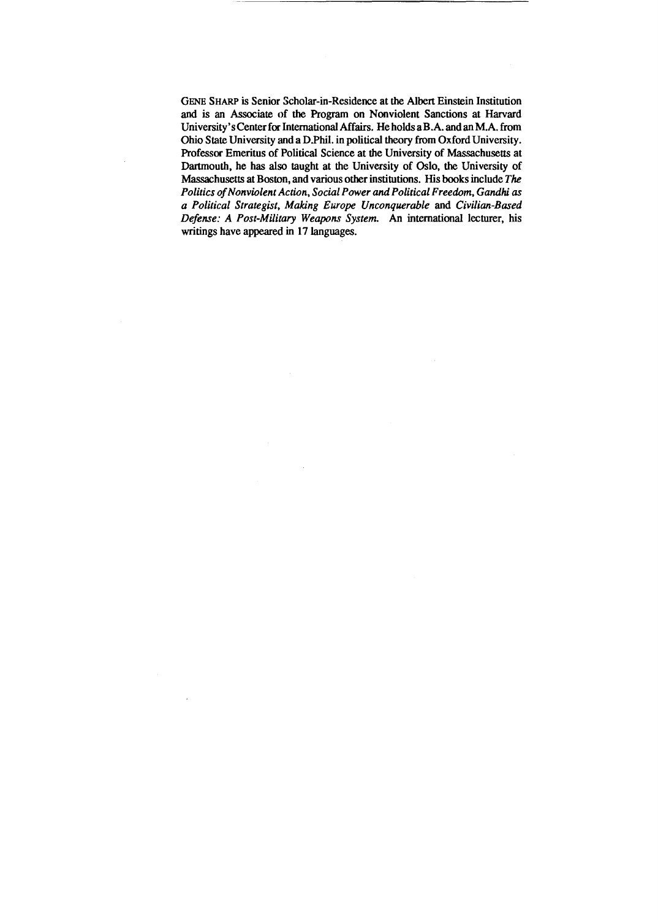GENE SHARP is Senior Scholar-in-Residence at the Albert Einstein Institution and is an Associate of the Program on Nonviolent Sanctions at Harvard University's Center for International Affairs. He holds a B.A. and an M.A. from Ohio State University and a D.Phil. in political theory from Oxford University. Professor Emeritus of Political Science at the University of Massachusetts at Dartmouth, he has also taught at the University of Oslo, the University of Massachusetts at Boston, and various other institutions. His books include *The Politics of Nonviolent Action*, *Social Power and Political Freedom*, *Gandhi as a Political Strategist*, *Making Europe Unconquerable* and *Civilian-Based Defense: A Post-Military Weapons System*. An international lecturer, his writings have appeared in 17 languages.